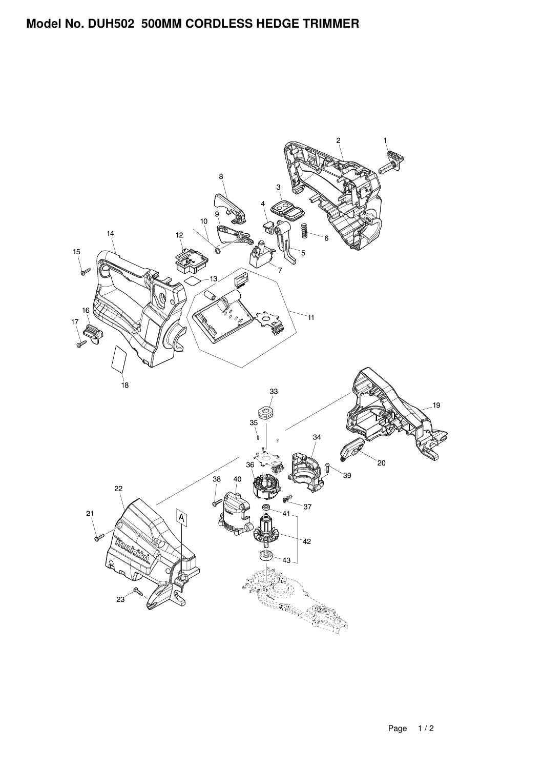# Model No. DUH502 500MM CORDLESS HEDGE TRIMMER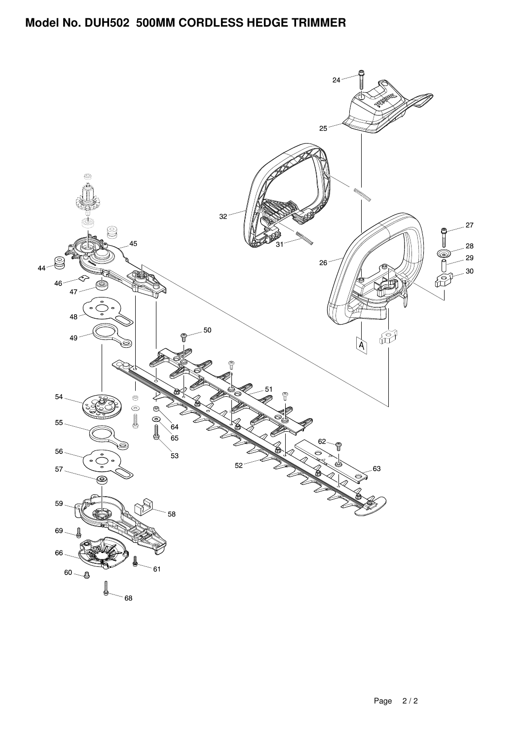# Model No. DUH502 500MM CORDLESS HEDGE TRIMMER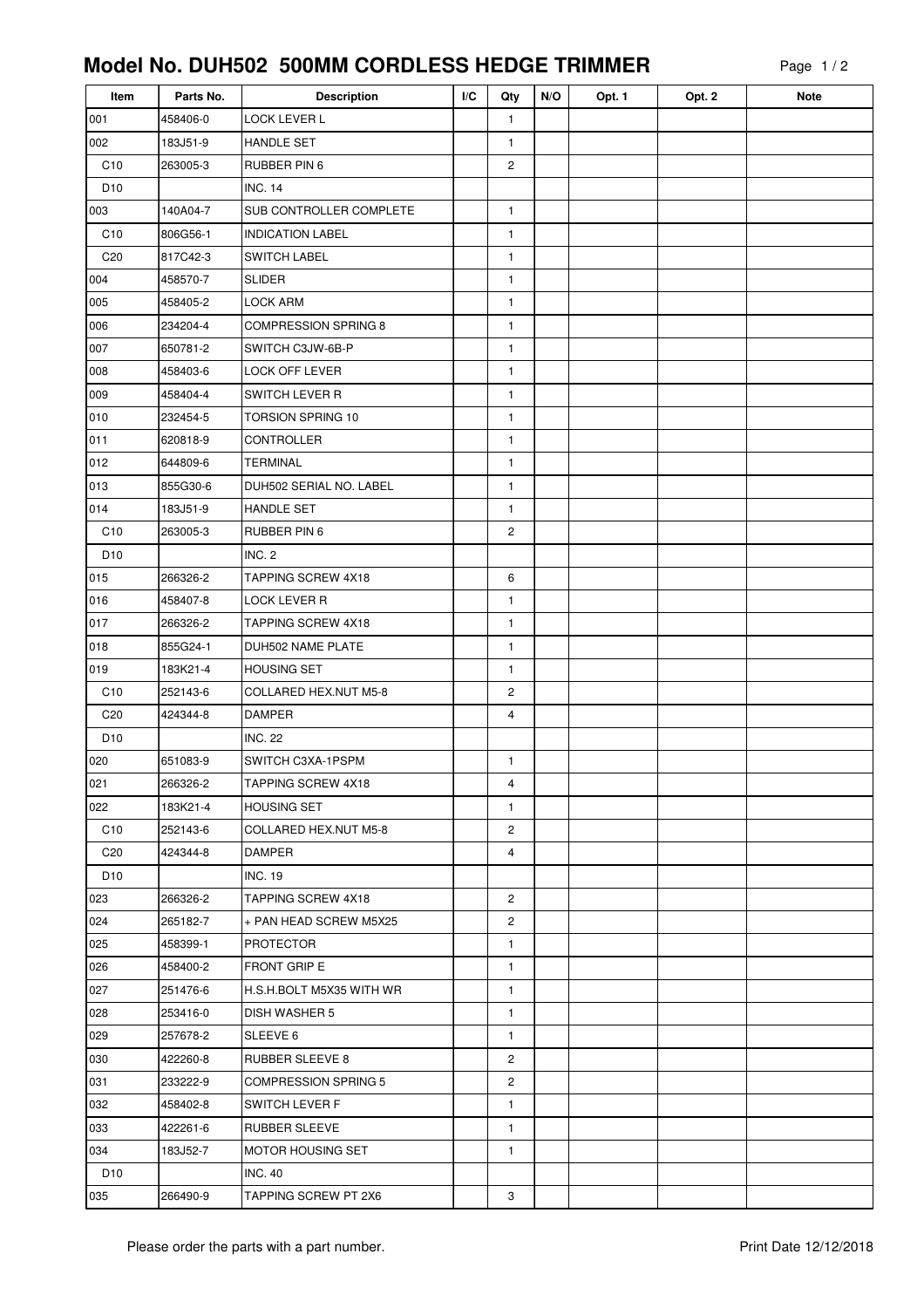# Model No. DUH502 500MM CORDLESS HEDGE TRIMMER

| Item | Parts No. | Description | I/C | Qty | N/O | Opt. 1 | Opt. 2 | Note |
|---|---|---|---|---|---|---|---|---|
| 001 | 458406-0 | LOCK LEVER L | | 1 | | | | |
| 002 | 183J51-9 | HANDLE SET | | 1 | | | | |
| C10 | 263005-3 | RUBBER PIN 6 | | 2 | | | | |
| D10 | | INC. 14 | | | | | | |
| 003 | 140A04-7 | SUB CONTROLLER COMPLETE | | 1 | | | | |
| C10 | 806G56-1 | INDICATION LABEL | | 1 | | | | |
| C20 | 817C42-3 | SWITCH LABEL | | 1 | | | | |
| 004 | 458570-7 | SLIDER | | 1 | | | | |
| 005 | 458405-2 | LOCK ARM | | 1 | | | | |
| 006 | 234204-4 | COMPRESSION SPRING 8 | | 1 | | | | |
| 007 | 650781-2 | SWITCH C3JW-6B-P | | 1 | | | | |
| 008 | 458403-6 | LOCK OFF LEVER | | 1 | | | | |
| 009 | 458404-4 | SWITCH LEVER R | | 1 | | | | |
| 010 | 232454-5 | TORSION SPRING 10 | | 1 | | | | |
| 011 | 620818-9 | CONTROLLER | | 1 | | | | |
| 012 | 644809-6 | TERMINAL | | 1 | | | | |
| 013 | 855G30-6 | DUH502 SERIAL NO. LABEL | | 1 | | | | |
| 014 | 183J51-9 | HANDLE SET | | 1 | | | | |
| C10 | 263005-3 | RUBBER PIN 6 | | 2 | | | | |
| D10 | | INC. 2 | | | | | | |
| 015 | 266326-2 | TAPPING SCREW 4X18 | | 6 | | | | |
| 016 | 458407-8 | LOCK LEVER R | | 1 | | | | |
| 017 | 266326-2 | TAPPING SCREW 4X18 | | 1 | | | | |
| 018 | 855G24-1 | DUH502 NAME PLATE | | 1 | | | | |
| 019 | 183K21-4 | HOUSING SET | | 1 | | | | |
| C10 | 252143-6 | COLLARED HEX.NUT M5-8 | | 2 | | | | |
| C20 | 424344-8 | DAMPER | | 4 | | | | |
| D10 | | INC. 22 | | | | | | |
| 020 | 651083-9 | SWITCH C3XA-1PSPM | | 1 | | | | |
| 021 | 266326-2 | TAPPING SCREW 4X18 | | 4 | | | | |
| 022 | 183K21-4 | HOUSING SET | | 1 | | | | |
| C10 | 252143-6 | COLLARED HEX.NUT M5-8 | | 2 | | | | |
| C20 | 424344-8 | DAMPER | | 4 | | | | |
| D10 | | INC. 19 | | | | | | |
| 023 | 266326-2 | TAPPING SCREW 4X18 | | 2 | | | | |
| 024 | 265182-7 | + PAN HEAD SCREW M5X25 | | 2 | | | | |
| 025 | 458399-1 | PROTECTOR | | 1 | | | | |
| 026 | 458400-2 | FRONT GRIP E | | 1 | | | | |
| 027 | 251476-6 | H.S.H.BOLT M5X35 WITH WR | | 1 | | | | |
| 028 | 253416-0 | DISH WASHER 5 | | 1 | | | | |
| 029 | 257678-2 | SLEEVE 6 | | 1 | | | | |
| 030 | 422260-8 | RUBBER SLEEVE 8 | | 2 | | | | |
| 031 | 233222-9 | COMPRESSION SPRING 5 | | 2 | | | | |
| 032 | 458402-8 | SWITCH LEVER F | | 1 | | | | |
| 033 | 422261-6 | RUBBER SLEEVE | | 1 | | | | |
| 034 | 183J52-7 | MOTOR HOUSING SET | | 1 | | | | |
| D10 | | INC. 40 | | | | | | |
| 035 | 266490-9 | TAPPING SCREW PT 2X6 | | 3 | | | | |

Please order the parts with a part number.

Print Date 12/12/2018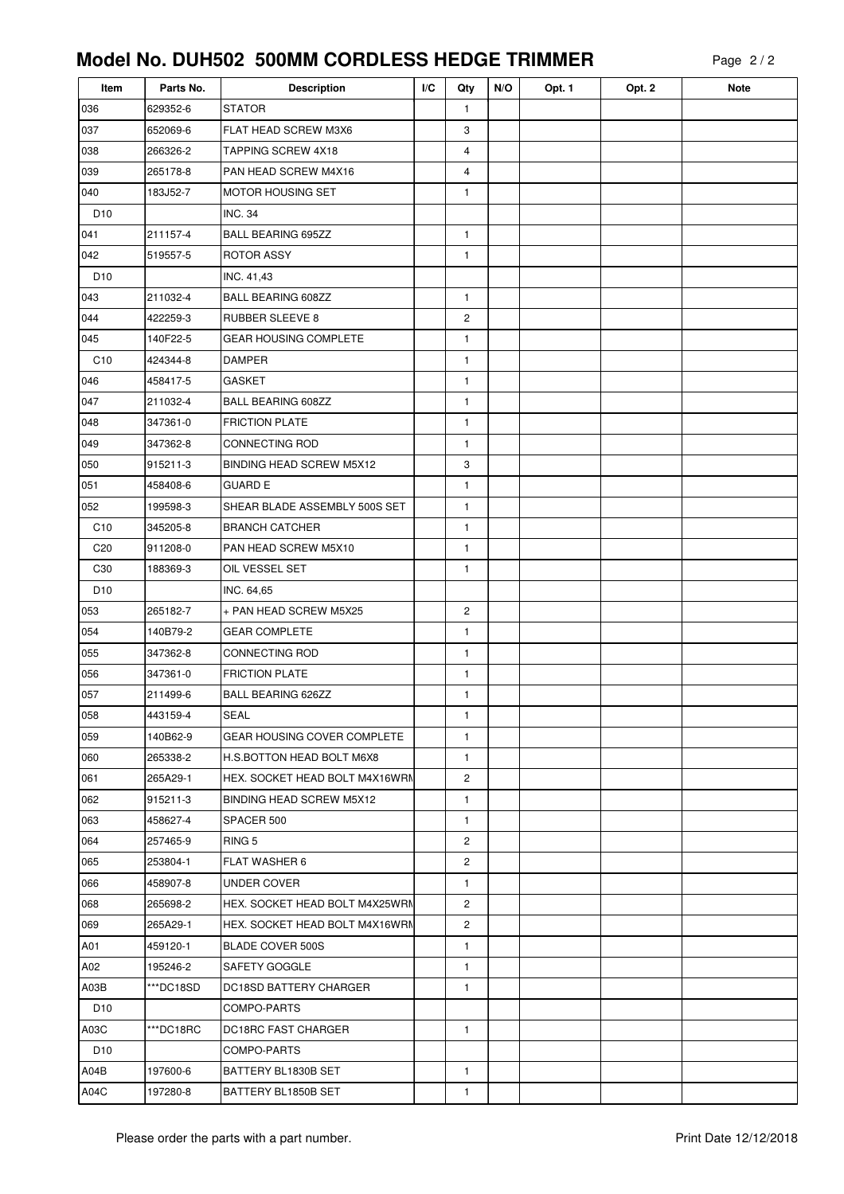# Model No. DUH502 500MM CORDLESS HEDGE TRIMMER

| Item | Parts No. | Description | I/C | Qty | N/O | Opt. 1 | Opt. 2 | Note |
|---|---|---|---|---|---|---|---|---|
| 036 | 629352-6 | STATOR | | 1 | | | | |
| 037 | 652069-6 | FLAT HEAD SCREW M3X6 | | 3 | | | | |
| 038 | 266326-2 | TAPPING SCREW 4X18 | | 4 | | | | |
| 039 | 265178-8 | PAN HEAD SCREW M4X16 | | 4 | | | | |
| 040 | 183J52-7 | MOTOR HOUSING SET | | 1 | | | | |
| D10 | | INC. 34 | | | | | | |
| 041 | 211157-4 | BALL BEARING 695ZZ | | 1 | | | | |
| 042 | 519557-5 | ROTOR ASSY | | 1 | | | | |
| D10 | | INC. 41,43 | | | | | | |
| 043 | 211032-4 | BALL BEARING 608ZZ | | 1 | | | | |
| 044 | 422259-3 | RUBBER SLEEVE 8 | | 2 | | | | |
| 045 | 140F22-5 | GEAR HOUSING COMPLETE | | 1 | | | | |
| C10 | 424344-8 | DAMPER | | 1 | | | | |
| 046 | 458417-5 | GASKET | | 1 | | | | |
| 047 | 211032-4 | BALL BEARING 608ZZ | | 1 | | | | |
| 048 | 347361-0 | FRICTION PLATE | | 1 | | | | |
| 049 | 347362-8 | CONNECTING ROD | | 1 | | | | |
| 050 | 915211-3 | BINDING HEAD SCREW M5X12 | | 3 | | | | |
| 051 | 458408-6 | GUARD E | | 1 | | | | |
| 052 | 199598-3 | SHEAR BLADE ASSEMBLY 500S SET | | 1 | | | | |
| C10 | 345205-8 | BRANCH CATCHER | | 1 | | | | |
| C20 | 911208-0 | PAN HEAD SCREW M5X10 | | 1 | | | | |
| C30 | 188369-3 | OIL VESSEL SET | | 1 | | | | |
| D10 | | INC. 64,65 | | | | | | |
| 053 | 265182-7 | + PAN HEAD SCREW M5X25 | | 2 | | | | |
| 054 | 140B79-2 | GEAR COMPLETE | | 1 | | | | |
| 055 | 347362-8 | CONNECTING ROD | | 1 | | | | |
| 056 | 347361-0 | FRICTION PLATE | | 1 | | | | |
| 057 | 211499-6 | BALL BEARING 626ZZ | | 1 | | | | |
| 058 | 443159-4 | SEAL | | 1 | | | | |
| 059 | 140B62-9 | GEAR HOUSING COVER COMPLETE | | 1 | | | | |
| 060 | 265338-2 | H.S.BOTTON HEAD BOLT M6X8 | | 1 | | | | |
| 061 | 265A29-1 | HEX. SOCKET HEAD BOLT M4X16WRN | | 2 | | | | |
| 062 | 915211-3 | BINDING HEAD SCREW M5X12 | | 1 | | | | |
| 063 | 458627-4 | SPACER 500 | | 1 | | | | |
| 064 | 257465-9 | RING 5 | | 2 | | | | |
| 065 | 253804-1 | FLAT WASHER 6 | | 2 | | | | |
| 066 | 458907-8 | UNDER COVER | | 1 | | | | |
| 068 | 265698-2 | HEX. SOCKET HEAD BOLT M4X25WRN | | 2 | | | | |
| 069 | 265A29-1 | HEX. SOCKET HEAD BOLT M4X16WRN | | 2 | | | | |
| A01 | 459120-1 | BLADE COVER 500S | | 1 | | | | |
| A02 | 195246-2 | SAFETY GOGGLE | | 1 | | | | |
| A03B | ***DC18SD | DC18SD BATTERY CHARGER | | 1 | | | | |
| D10 | | COMPO-PARTS | | | | | | |
| A03C | ***DC18RC | DC18RC FAST CHARGER | | 1 | | | | |
| D10 | | COMPO-PARTS | | | | | | |
| A04B | 197600-6 | BATTERY BL1830B SET | | 1 | | | | |
| A04C | 197280-8 | BATTERY BL1850B SET | | 1 | | | | |

Please order the parts with a part number.

Print Date 12/12/2018